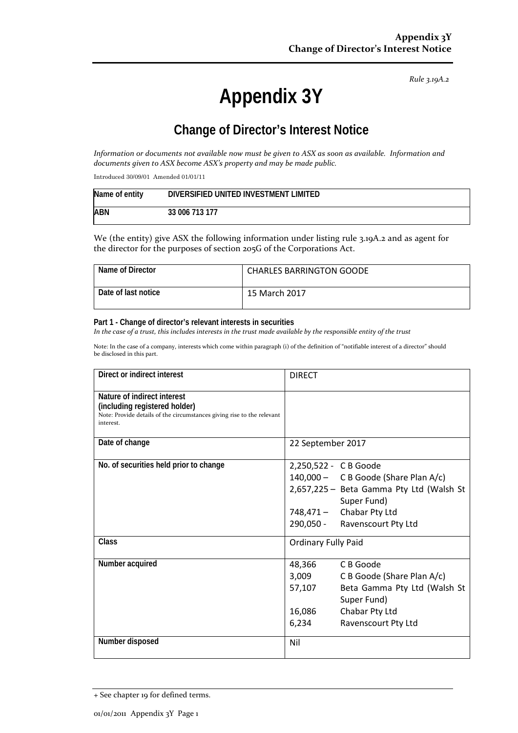*Rule 3.19A.2*

# Appendix 3Y

## Change of Director's Interest Notice

*Information or documents not available now must be given to ASX as soon as available. Information and documents given to ASX become ASX's property and may be made public.*

Introduced 30/09/01 Amended 01/01/11

| | |
|---|---|
| **Name of entity** | **DIVERSIFIED UNITED INVESTMENT LIMITED** |
| **ABN** | **33 006 713 177** |

We (the entity) give ASX the following information under listing rule 3.19A.2 and as agent for the director for the purposes of section 205G of the Corporations Act.

| | |
|---|---|
| **Name of Director** | CHARLES BARRINGTON GOODE |
| **Date of last notice** | 15 March 2017 |

**Part 1 - Change of director's relevant interests in securities**

*In the case of a trust, this includes interests in the trust made available by the responsible entity of the trust*

Note: In the case of a company, interests which come within paragraph (i) of the definition of "notifiable interest of a director" should be disclosed in this part.

| | |
|---|---|
| **Direct or indirect interest** | DIRECT |
| **Nature of indirect interest (including registered holder)**<br>Note: Provide details of the circumstances giving rise to the relevant interest. | |
| **Date of change** | 22 September 2017 |
| **No. of securities held prior to change** | 2,250,522 - C B Goode<br>140,000 – C B Goode (Share Plan A/c)<br>2,657,225 – Beta Gamma Pty Ltd (Walsh St Super Fund)<br>748,471 – Chabar Pty Ltd<br>290,050 - Ravenscourt Pty Ltd |
| **Class** | Ordinary Fully Paid |
| **Number acquired** | 48,366 C B Goode<br>3,009 C B Goode (Share Plan A/c)<br>57,107 Beta Gamma Pty Ltd (Walsh St Super Fund)<br>16,086 Chabar Pty Ltd<br>6,234 Ravenscourt Pty Ltd |
| **Number disposed** | Nil |

+ See chapter 19 for defined terms.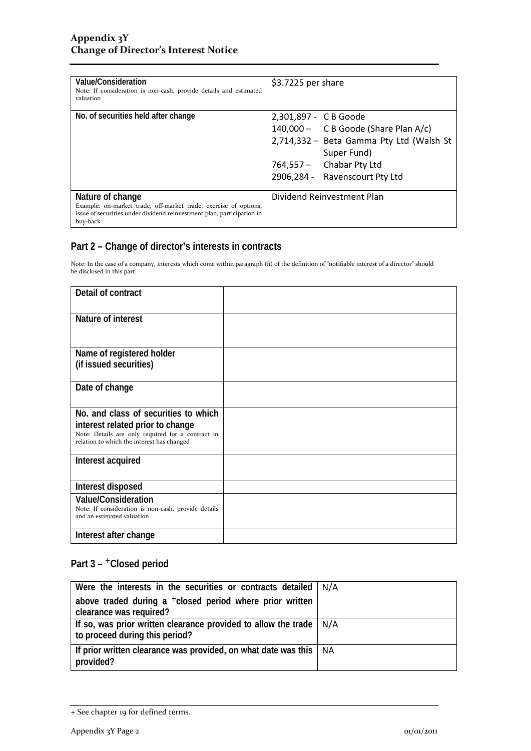| | |
|---|---|
| **Value/Consideration**<br>Note: If consideration is non-cash, provide details and estimated valuation | $3.7225 per share |
| **No. of securities held after change** | 2,301,897 - C B Goode<br>140,000 – C B Goode (Share Plan A/c)<br>2,714,332 – Beta Gamma Pty Ltd (Walsh St Super Fund)<br>764,557 – Chabar Pty Ltd<br>2906,284 - Ravenscourt Pty Ltd |
| **Nature of change**<br>Example: on-market trade, off-market trade, exercise of options, issue of securities under dividend reinvestment plan, participation in buy-back | Dividend Reinvestment Plan |

## Part 2 – Change of director's interests in contracts

Note: In the case of a company, interests which come within paragraph (ii) of the definition of "notifiable interest of a director" should be disclosed in this part.

| | |
|---|---|
| **Detail of contract** | |
| **Nature of interest** | |
| **Name of registered holder (if issued securities)** | |
| **Date of change** | |
| **No. and class of securities to which interest related prior to change**<br>Note: Details are only required for a contract in relation to which the interest has changed | |
| **Interest acquired** | |
| **Interest disposed** | |
| **Value/Consideration**<br>Note: If consideration is non-cash, provide details and an estimated valuation | |
| **Interest after change** | |

## Part 3 – +Closed period

| | |
|---|---|
| **Were the interests in the securities or contracts detailed above traded during a +closed period where prior written clearance was required?** | N/A |
| **If so, was prior written clearance provided to allow the trade to proceed during this period?** | N/A |
| **If prior written clearance was provided, on what date was this provided?** | NA |

+ See chapter 19 for defined terms.